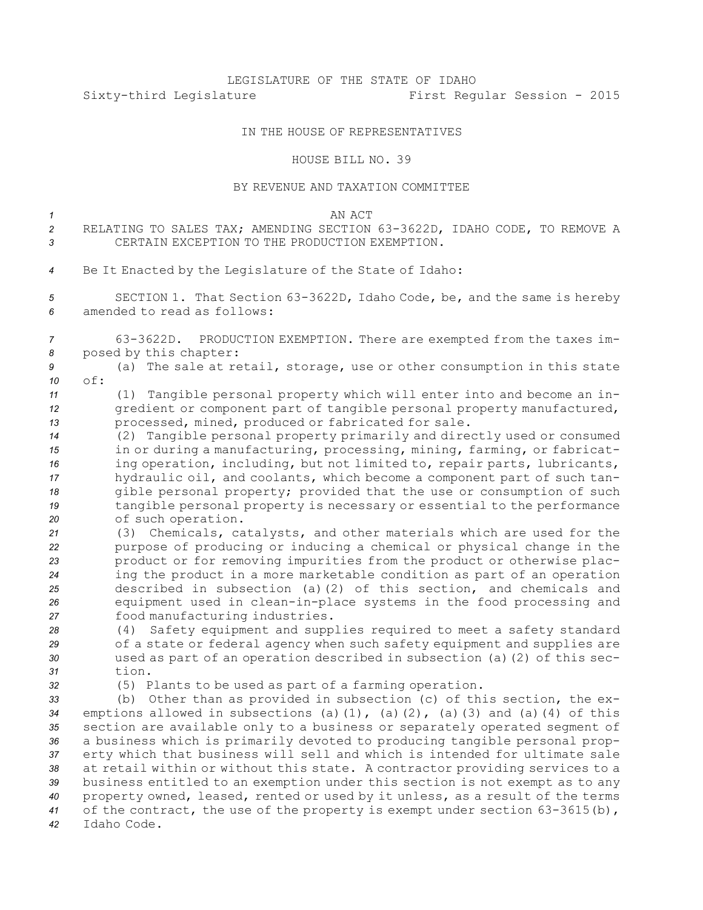LEGISLATURE OF THE STATE OF IDAHO

Sixty-third Legislature First Regular Session - 2015

IN THE HOUSE OF REPRESENTATIVES

HOUSE BILL NO. 39

BY REVENUE AND TAXATION COMMITTEE

AN ACT

RELATING TO SALES TAX; AMENDING SECTION 63-3622D, IDAHO CODE, TO REMOVE A CERTAIN EXCEPTION TO THE PRODUCTION EXEMPTION.

Be It Enacted by the Legislature of the State of Idaho:

SECTION 1. That Section 63-3622D, Idaho Code, be, and the same is hereby amended to read as follows:

63-3622D. PRODUCTION EXEMPTION. There are exempted from the taxes imposed by this chapter:

(a) The sale at retail, storage, use or other consumption in this state of:

(1) Tangible personal property which will enter into and become an ingredient or component part of tangible personal property manufactured, processed, mined, produced or fabricated for sale.

(2) Tangible personal property primarily and directly used or consumed in or during a manufacturing, processing, mining, farming, or fabricating operation, including, but not limited to, repair parts, lubricants, hydraulic oil, and coolants, which become a component part of such tangible personal property; provided that the use or consumption of such tangible personal property is necessary or essential to the performance of such operation.

(3) Chemicals, catalysts, and other materials which are used for the purpose of producing or inducing a chemical or physical change in the product or for removing impurities from the product or otherwise placing the product in a more marketable condition as part of an operation described in subsection (a)(2) of this section, and chemicals and equipment used in clean-in-place systems in the food processing and food manufacturing industries.

(4) Safety equipment and supplies required to meet a safety standard of a state or federal agency when such safety equipment and supplies are used as part of an operation described in subsection (a)(2) of this section.

(5) Plants to be used as part of a farming operation.

(b) Other than as provided in subsection (c) of this section, the exemptions allowed in subsections (a)(1), (a)(2), (a)(3) and (a)(4) of this section are available only to a business or separately operated segment of a business which is primarily devoted to producing tangible personal property which that business will sell and which is intended for ultimate sale at retail within or without this state. A contractor providing services to a business entitled to an exemption under this section is not exempt as to any property owned, leased, rented or used by it unless, as a result of the terms of the contract, the use of the property is exempt under section 63-3615(b), Idaho Code.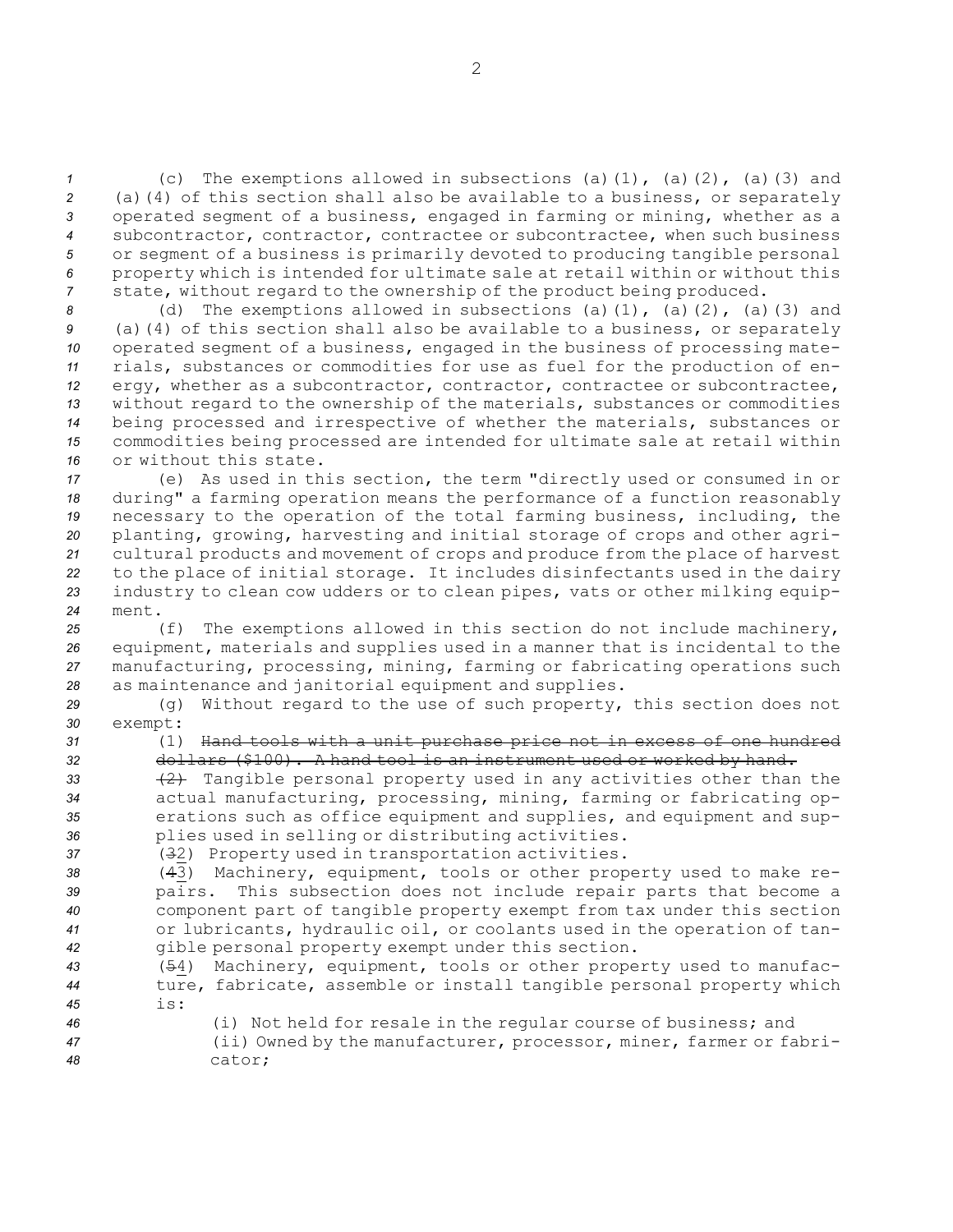(c) The exemptions allowed in subsections (a)(1), (a)(2), (a)(3) and (a)(4) of this section shall also be available to a business, or separately operated segment of a business, engaged in farming or mining, whether as a subcontractor, contractor, contractee or subcontractee, when such business or segment of a business is primarily devoted to producing tangible personal property which is intended for ultimate sale at retail within or without this state, without regard to the ownership of the product being produced.

(d) The exemptions allowed in subsections (a)(1), (a)(2), (a)(3) and (a)(4) of this section shall also be available to a business, or separately operated segment of a business, engaged in the business of processing materials, substances or commodities for use as fuel for the production of energy, whether as a subcontractor, contractor, contractee or subcontractee, without regard to the ownership of the materials, substances or commodities being processed and irrespective of whether the materials, substances or commodities being processed are intended for ultimate sale at retail within or without this state.

(e) As used in this section, the term "directly used or consumed in or during" a farming operation means the performance of a function reasonably necessary to the operation of the total farming business, including, the planting, growing, harvesting and initial storage of crops and other agricultural products and movement of crops and produce from the place of harvest to the place of initial storage. It includes disinfectants used in the dairy industry to clean cow udders or to clean pipes, vats or other milking equipment.

(f) The exemptions allowed in this section do not include machinery, equipment, materials and supplies used in a manner that is incidental to the manufacturing, processing, mining, farming or fabricating operations such as maintenance and janitorial equipment and supplies.

(g) Without regard to the use of such property, this section does not exempt:

(1) ~~Hand tools with a unit purchase price not in excess of one hundred dollars ($100). A hand tool is an instrument used or worked by hand.~~

~~(2)~~ Tangible personal property used in any activities other than the actual manufacturing, processing, mining, farming or fabricating operations such as office equipment and supplies, and equipment and supplies used in selling or distributing activities.

(~~3~~2) Property used in transportation activities.

(~~4~~3) Machinery, equipment, tools or other property used to make repairs. This subsection does not include repair parts that become a component part of tangible property exempt from tax under this section or lubricants, hydraulic oil, or coolants used in the operation of tangible personal property exempt under this section.

(~~5~~4) Machinery, equipment, tools or other property used to manufacture, fabricate, assemble or install tangible personal property which is:

(i) Not held for resale in the regular course of business; and

(ii) Owned by the manufacturer, processor, miner, farmer or fabricator;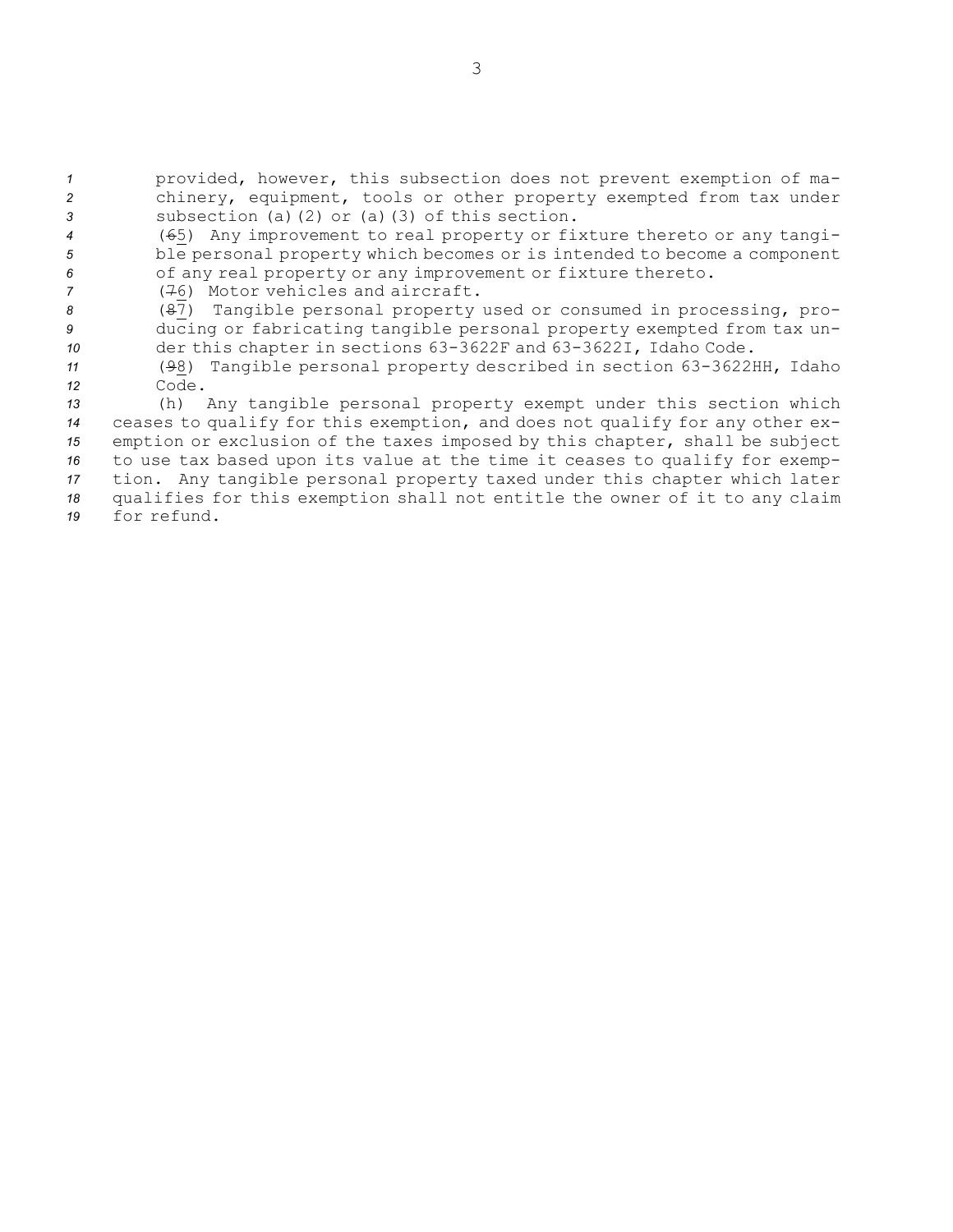provided, however, this subsection does not prevent exemption of machinery, equipment, tools or other property exempted from tax under subsection (a)(2) or (a)(3) of this section.

(~~6~~5) Any improvement to real property or fixture thereto or any tangible personal property which becomes or is intended to become a component of any real property or any improvement or fixture thereto.

(~~7~~6) Motor vehicles and aircraft.

(~~8~~7) Tangible personal property used or consumed in processing, producing or fabricating tangible personal property exempted from tax under this chapter in sections 63-3622F and 63-3622I, Idaho Code.

(~~9~~8) Tangible personal property described in section 63-3622HH, Idaho Code.

(h) Any tangible personal property exempt under this section which ceases to qualify for this exemption, and does not qualify for any other exemption or exclusion of the taxes imposed by this chapter, shall be subject to use tax based upon its value at the time it ceases to qualify for exemption. Any tangible personal property taxed under this chapter which later qualifies for this exemption shall not entitle the owner of it to any claim for refund.